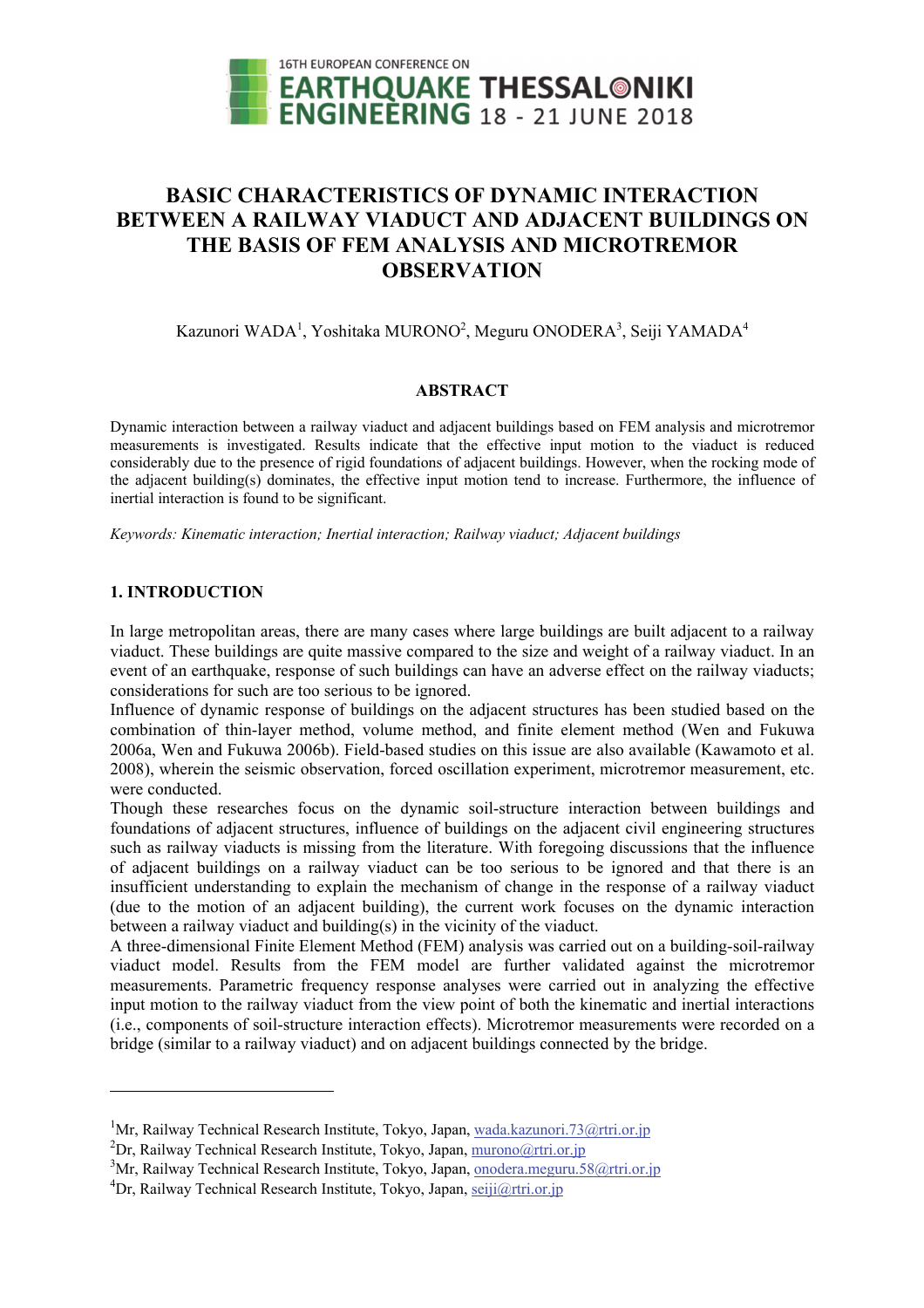# BASIC CHARACTERISTICS OF DYNAMIC INTERACTION BETWEEN A RAILWAY VIADUCT AND ADJACENT BUILDINGS ON THE BASIS OF FEM ANALYSIS AND MICROTREMOR OBSERVATION

Kazunori WADA[1], Yoshitaka MURONO[2], Meguru ONODERA[3], Seiji YAMADA[4]

## ABSTRACT

Dynamic interaction between a railway viaduct and adjacent buildings based on FEM analysis and microtremor measurements is investigated. Results indicate that the effective input motion to the viaduct is reduced considerably due to the presence of rigid foundations of adjacent buildings. However, when the rocking mode of the adjacent building(s) dominates, the effective input motion tend to increase. Furthermore, the influence of inertial interaction is found to be significant.

*Keywords: Kinematic interaction; Inertial interaction; Railway viaduct; Adjacent buildings*

## 1. INTRODUCTION

In large metropolitan areas, there are many cases where large buildings are built adjacent to a railway viaduct. These buildings are quite massive compared to the size and weight of a railway viaduct. In an event of an earthquake, response of such buildings can have an adverse effect on the railway viaducts; considerations for such are too serious to be ignored.

Influence of dynamic response of buildings on the adjacent structures has been studied based on the combination of thin-layer method, volume method, and finite element method (Wen and Fukuwa 2006a, Wen and Fukuwa 2006b). Field-based studies on this issue are also available (Kawamoto et al. 2008), wherein the seismic observation, forced oscillation experiment, microtremor measurement, etc. were conducted.

Though these researches focus on the dynamic soil-structure interaction between buildings and foundations of adjacent structures, influence of buildings on the adjacent civil engineering structures such as railway viaducts is missing from the literature. With foregoing discussions that the influence of adjacent buildings on a railway viaduct can be too serious to be ignored and that there is an insufficient understanding to explain the mechanism of change in the response of a railway viaduct (due to the motion of an adjacent building), the current work focuses on the dynamic interaction between a railway viaduct and building(s) in the vicinity of the viaduct.

A three-dimensional Finite Element Method (FEM) analysis was carried out on a building-soil-railway viaduct model. Results from the FEM model are further validated against the microtremor measurements. Parametric frequency response analyses were carried out in analyzing the effective input motion to the railway viaduct from the view point of both the kinematic and inertial interactions (i.e., components of soil-structure interaction effects). Microtremor measurements were recorded on a bridge (similar to a railway viaduct) and on adjacent buildings connected by the bridge.

---

[1]Mr, Railway Technical Research Institute, Tokyo, Japan, wada.kazunori.73@rtri.or.jp

[2]Dr, Railway Technical Research Institute, Tokyo, Japan, murono@rtri.or.jp

[3]Mr, Railway Technical Research Institute, Tokyo, Japan, onodera.meguru.58@rtri.or.jp

[4]Dr, Railway Technical Research Institute, Tokyo, Japan, seiji@rtri.or.jp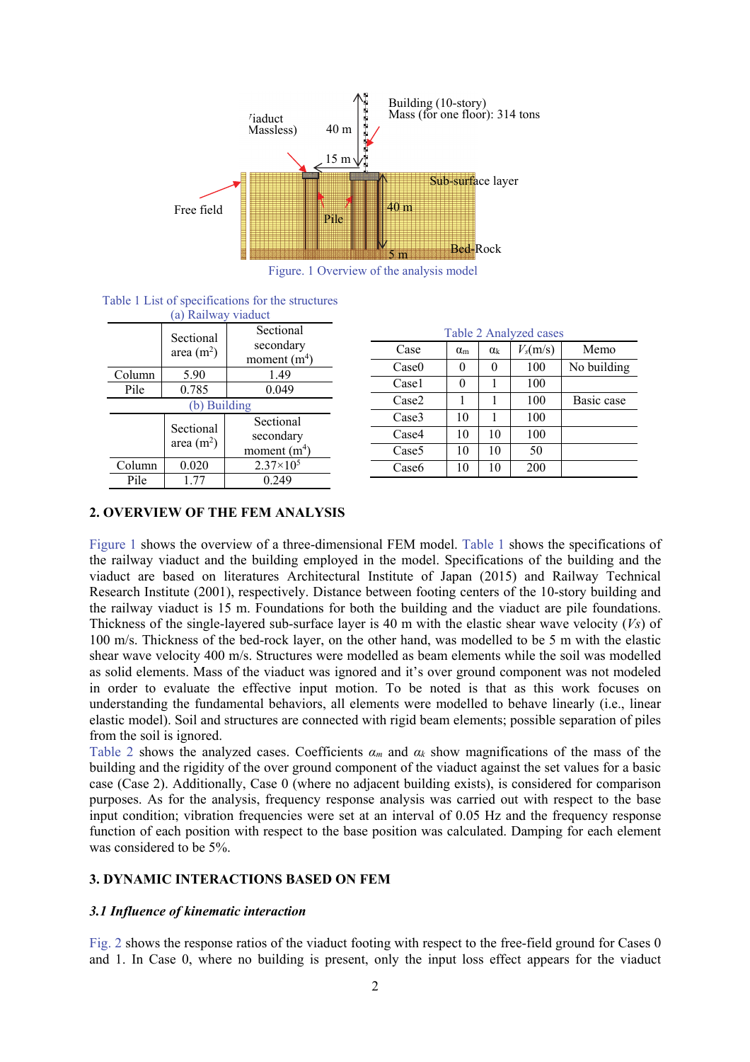Viaduct (Massless)

40 m

Building (10-story)
Mass (for one floor): 314 tons

15 m

Sub-surface layer

Free field

Pile

40 m

Bed-Rock

5 m

Figure. 1 Overview of the analysis model

Table 1 List of specifications for the structures

(a) Railway viaduct

| | Sectional area (m$^2$) | Sectional secondary moment (m$^4$) |
|---|---|---|
| Column | 5.90 | 1.49 |
| Pile | 0.785 | 0.049 |

(b) Building

| | Sectional area (m$^2$) | Sectional secondary moment (m$^4$) |
|---|---|---|
| Column | 0.020 | 2.37×10$^5$ |
| Pile | 1.77 | 0.249 |

Table 2 Analyzed cases

| Case | $\alpha_m$ | $\alpha_k$ | $V_s$(m/s) | Memo |
|---|---|---|---|---|
| Case0 | 0 | 0 | 100 | No building |
| Case1 | 0 | 1 | 100 | |
| Case2 | 1 | 1 | 100 | Basic case |
| Case3 | 10 | 1 | 100 | |
| Case4 | 10 | 10 | 100 | |
| Case5 | 10 | 10 | 50 | |
| Case6 | 10 | 10 | 200 | |

## 2. OVERVIEW OF THE FEM ANALYSIS

Figure 1 shows the overview of a three-dimensional FEM model. Table 1 shows the specifications of the railway viaduct and the building employed in the model. Specifications of the building and the viaduct are based on literatures Architectural Institute of Japan (2015) and Railway Technical Research Institute (2001), respectively. Distance between footing centers of the 10-story building and the railway viaduct is 15 m. Foundations for both the building and the viaduct are pile foundations. Thickness of the single-layered sub-surface layer is 40 m with the elastic shear wave velocity ($Vs$) of 100 m/s. Thickness of the bed-rock layer, on the other hand, was modelled to be 5 m with the elastic shear wave velocity 400 m/s. Structures were modelled as beam elements while the soil was modelled as solid elements. Mass of the viaduct was ignored and it's over ground component was not modeled in order to evaluate the effective input motion. To be noted is that as this work focuses on understanding the fundamental behaviors, all elements were modelled to behave linearly (i.e., linear elastic model). Soil and structures are connected with rigid beam elements; possible separation of piles from the soil is ignored.

Table 2 shows the analyzed cases. Coefficients $\alpha_m$ and $\alpha_k$ show magnifications of the mass of the building and the rigidity of the over ground component of the viaduct against the set values for a basic case (Case 2). Additionally, Case 0 (where no adjacent building exists), is considered for comparison purposes. As for the analysis, frequency response analysis was carried out with respect to the base input condition; vibration frequencies were set at an interval of 0.05 Hz and the frequency response function of each position with respect to the base position was calculated. Damping for each element was considered to be 5%.

## 3. DYNAMIC INTERACTIONS BASED ON FEM

### *3.1 Influence of kinematic interaction*

Fig. 2 shows the response ratios of the viaduct footing with respect to the free-field ground for Cases 0 and 1. In Case 0, where no building is present, only the input loss effect appears for the viaduct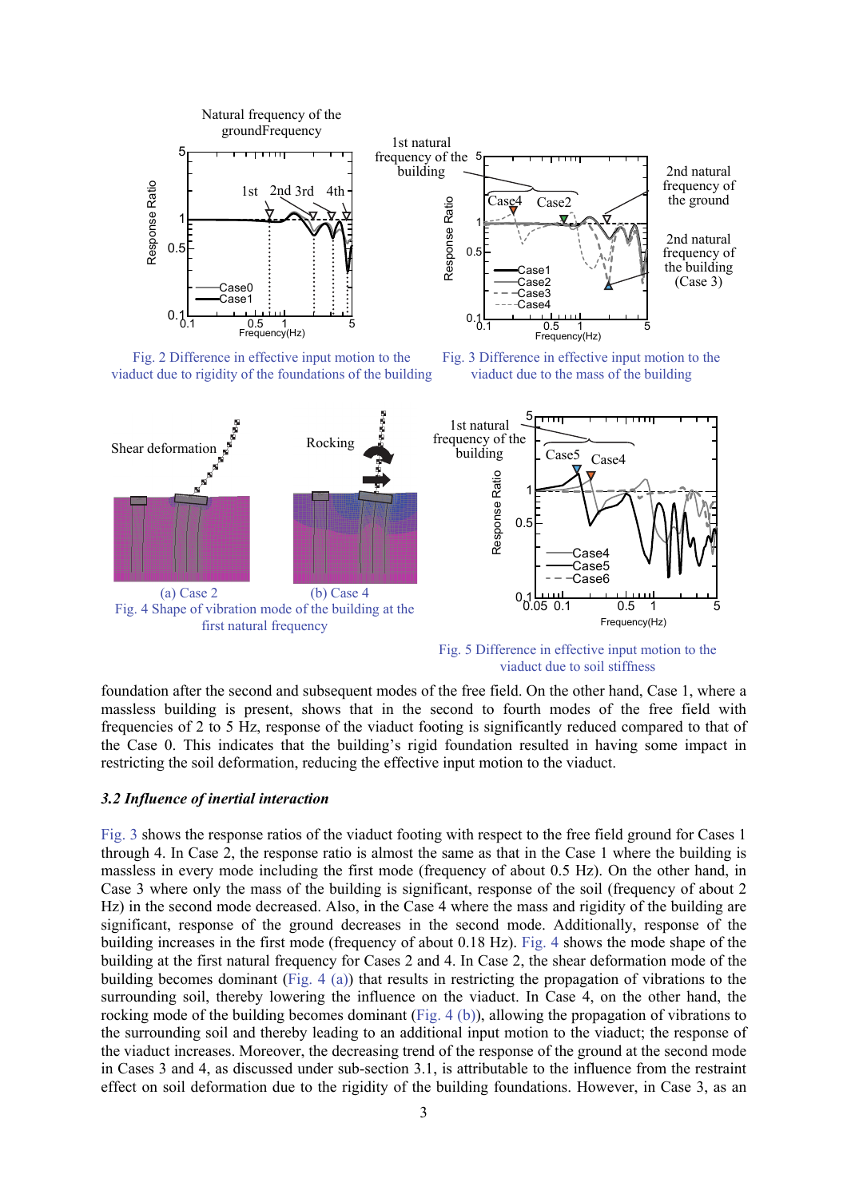Fig. 2 Difference in effective input motion to the viaduct due to rigidity of the foundations of the building

Fig. 3 Difference in effective input motion to the viaduct due to the mass of the building

(a) Case 2

(b) Case 4

Fig. 4 Shape of vibration mode of the building at the first natural frequency

Fig. 5 Difference in effective input motion to the viaduct due to soil stiffness

foundation after the second and subsequent modes of the free field. On the other hand, Case 1, where a massless building is present, shows that in the second to fourth modes of the free field with frequencies of 2 to 5 Hz, response of the viaduct footing is significantly reduced compared to that of the Case 0. This indicates that the building's rigid foundation resulted in having some impact in restricting the soil deformation, reducing the effective input motion to the viaduct.

### *3.2 Influence of inertial interaction*

Fig. 3 shows the response ratios of the viaduct footing with respect to the free field ground for Cases 1 through 4. In Case 2, the response ratio is almost the same as that in the Case 1 where the building is massless in every mode including the first mode (frequency of about 0.5 Hz). On the other hand, in Case 3 where only the mass of the building is significant, response of the soil (frequency of about 2 Hz) in the second mode decreased. Also, in the Case 4 where the mass and rigidity of the building are significant, response of the ground decreases in the second mode. Additionally, response of the building increases in the first mode (frequency of about 0.18 Hz). Fig. 4 shows the mode shape of the building at the first natural frequency for Cases 2 and 4. In Case 2, the shear deformation mode of the building becomes dominant (Fig. 4 (a)) that results in restricting the propagation of vibrations to the surrounding soil, thereby lowering the influence on the viaduct. In Case 4, on the other hand, the rocking mode of the building becomes dominant (Fig. 4 (b)), allowing the propagation of vibrations to the surrounding soil and thereby leading to an additional input motion to the viaduct; the response of the viaduct increases. Moreover, the decreasing trend of the response of the ground at the second mode in Cases 3 and 4, as discussed under sub-section 3.1, is attributable to the influence from the restraint effect on soil deformation due to the rigidity of the building foundations. However, in Case 3, as an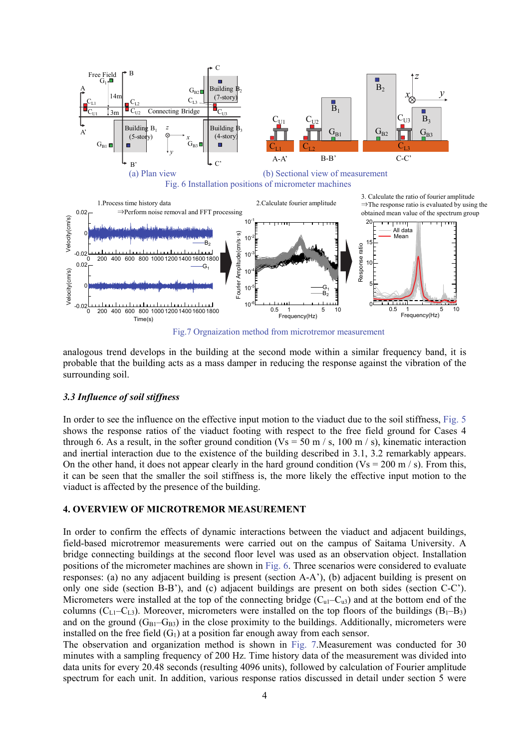Fig. 6 Installation positions of micrometer machines

(a) Plan view

(b) Sectional view of measurement

Fig.7 Orgnaization method from microtremor measurement

analogous trend develops in the building at the second mode within a similar frequency band, it is probable that the building acts as a mass damper in reducing the response against the vibration of the surrounding soil.

### *3.3 Influence of soil stiffness*

In order to see the influence on the effective input motion to the viaduct due to the soil stiffness, Fig. 5 shows the response ratios of the viaduct footing with respect to the free field ground for Cases 4 through 6. As a result, in the softer ground condition (Vs = 50 m / s, 100 m / s), kinematic interaction and inertial interaction due to the existence of the building described in 3.1, 3.2 remarkably appears. On the other hand, it does not appear clearly in the hard ground condition (Vs = 200 m / s). From this, it can be seen that the smaller the soil stiffness is, the more likely the effective input motion to the viaduct is affected by the presence of the building.

## 4. OVERVIEW OF MICROTREMOR MEASUREMENT

In order to confirm the effects of dynamic interactions between the viaduct and adjacent buildings, field-based microtremor measurements were carried out on the campus of Saitama University. A bridge connecting buildings at the second floor level was used as an observation object. Installation positions of the micrometer machines are shown in Fig. 6. Three scenarios were considered to evaluate responses: (a) no any adjacent building is present (section A-A'), (b) adjacent building is present on only one side (section B-B'), and (c) adjacent buildings are present on both sides (section C-C'). Micrometers were installed at the top of the connecting bridge ($C_{u1}$–$C_{u3}$) and at the bottom end of the columns ($C_{L1}$–$C_{L3}$). Moreover, micrometers were installed on the top floors of the buildings ($B_1$–$B_3$) and on the ground ($G_{B1}$–$G_{B3}$) in the close proximity to the buildings. Additionally, micrometers were installed on the free field ($G_1$) at a position far enough away from each sensor.

The observation and organization method is shown in Fig. 7.Measurement was conducted for 30 minutes with a sampling frequency of 200 Hz. Time history data of the measurement was divided into data units for every 20.48 seconds (resulting 4096 units), followed by calculation of Fourier amplitude spectrum for each unit. In addition, various response ratios discussed in detail under section 5 were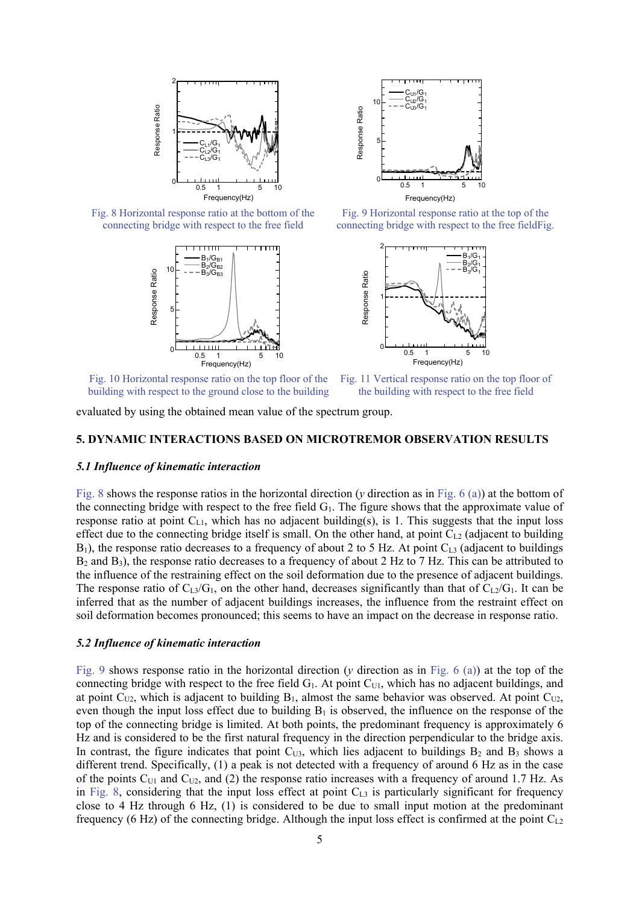Response Ratio
2
1
0
0.5 1 5 10
Frequency(Hz)
$C_{L1}/G_1$
$C_{L2}/G_1$
$C_{L3}/G_1$

Fig. 8 Horizontal response ratio at the bottom of the connecting bridge with respect to the free field

Response Ratio
10
5
0
0.5 1 5 10
Frequency(Hz)
$C_{U1}/G_1$
$C_{U2}/G_1$
$C_{U3}/G_1$

Fig. 9 Horizontal response ratio at the top of the connecting bridge with respect to the free fieldFig.

Response Ratio
10
5
0
0.5 1 5 10
Frequency(Hz)
$B_1/G_{B1}$
$B_2/G_{B2}$
$B_3/G_{B3}$

Fig. 10 Horizontal response ratio on the top floor of the building with respect to the ground close to the building

Response Ratio
2
1
0
0.5 1 5 10
Frequency(Hz)
$B_1/G_1$
$B_2/G_1$
$B_3/G_1$

Fig. 11 Vertical response ratio on the top floor of the building with respect to the free field

evaluated by using the obtained mean value of the spectrum group.

## 5. DYNAMIC INTERACTIONS BASED ON MICROTREMOR OBSERVATION RESULTS

### *5.1 Influence of kinematic interaction*

Fig. 8 shows the response ratios in the horizontal direction (*y* direction as in Fig. 6 (a)) at the bottom of the connecting bridge with respect to the free field $G_1$. The figure shows that the approximate value of response ratio at point $C_{L1}$, which has no adjacent building(s), is 1. This suggests that the input loss effect due to the connecting bridge itself is small. On the other hand, at point $C_{L2}$ (adjacent to building $B_1$), the response ratio decreases to a frequency of about 2 to 5 Hz. At point $C_{L3}$ (adjacent to buildings $B_2$ and $B_3$), the response ratio decreases to a frequency of about 2 Hz to 7 Hz. This can be attributed to the influence of the restraining effect on the soil deformation due to the presence of adjacent buildings. The response ratio of $C_{L3}/G_1$, on the other hand, decreases significantly than that of $C_{L2}/G_1$. It can be inferred that as the number of adjacent buildings increases, the influence from the restraint effect on soil deformation becomes pronounced; this seems to have an impact on the decrease in response ratio.

### *5.2 Influence of kinematic interaction*

Fig. 9 shows response ratio in the horizontal direction (*y* direction as in Fig. 6 (a)) at the top of the connecting bridge with respect to the free field $G_1$. At point $C_{U1}$, which has no adjacent buildings, and at point $C_{U2}$, which is adjacent to building $B_1$, almost the same behavior was observed. At point $C_{U2}$, even though the input loss effect due to building $B_1$ is observed, the influence on the response of the top of the connecting bridge is limited. At both points, the predominant frequency is approximately 6 Hz and is considered to be the first natural frequency in the direction perpendicular to the bridge axis. In contrast, the figure indicates that point $C_{U3}$, which lies adjacent to buildings $B_2$ and $B_3$ shows a different trend. Specifically, (1) a peak is not detected with a frequency of around 6 Hz as in the case of the points $C_{U1}$ and $C_{U2}$, and (2) the response ratio increases with a frequency of around 1.7 Hz. As in Fig. 8, considering that the input loss effect at point $C_{L3}$ is particularly significant for frequency close to 4 Hz through 6 Hz, (1) is considered to be due to small input motion at the predominant frequency (6 Hz) of the connecting bridge. Although the input loss effect is confirmed at the point $C_{L2}$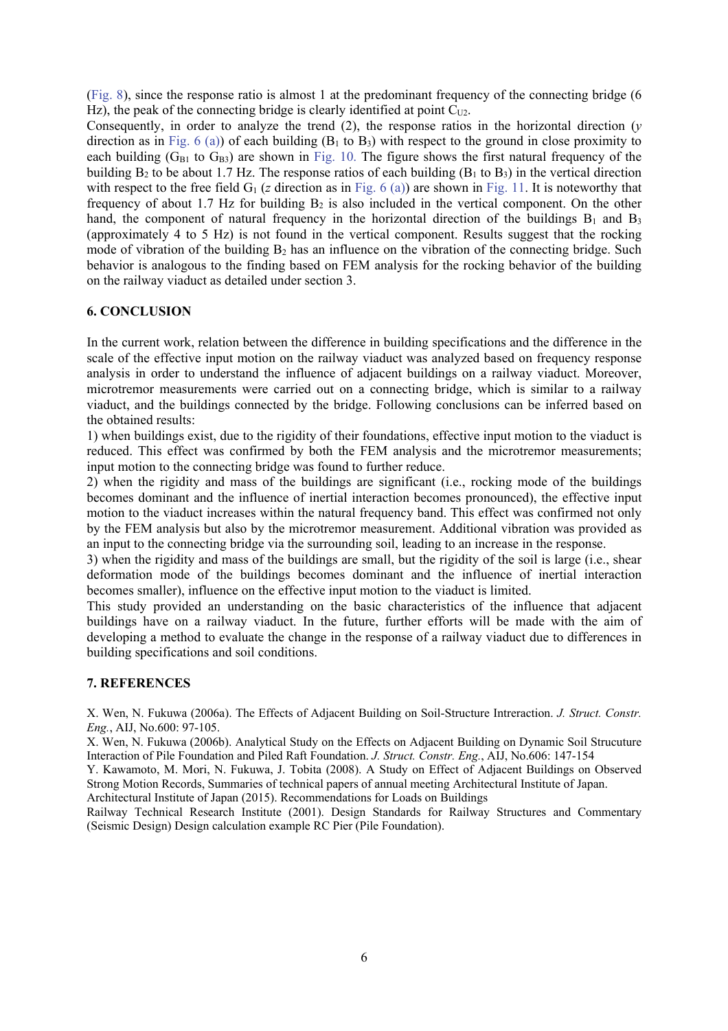(Fig. 8), since the response ratio is almost 1 at the predominant frequency of the connecting bridge (6 Hz), the peak of the connecting bridge is clearly identified at point $C_{U2}$.

Consequently, in order to analyze the trend (2), the response ratios in the horizontal direction (*y* direction as in Fig. 6 (a)) of each building ($B_1$ to $B_3$) with respect to the ground in close proximity to each building ($G_{B1}$ to $G_{B3}$) are shown in Fig. 10. The figure shows the first natural frequency of the building $B_2$ to be about 1.7 Hz. The response ratios of each building ($B_1$ to $B_3$) in the vertical direction with respect to the free field $G_1$ (*z* direction as in Fig. 6 (a)) are shown in Fig. 11. It is noteworthy that frequency of about 1.7 Hz for building $B_2$ is also included in the vertical component. On the other hand, the component of natural frequency in the horizontal direction of the buildings $B_1$ and $B_3$ (approximately 4 to 5 Hz) is not found in the vertical component. Results suggest that the rocking mode of vibration of the building $B_2$ has an influence on the vibration of the connecting bridge. Such behavior is analogous to the finding based on FEM analysis for the rocking behavior of the building on the railway viaduct as detailed under section 3.

## 6. CONCLUSION

In the current work, relation between the difference in building specifications and the difference in the scale of the effective input motion on the railway viaduct was analyzed based on frequency response analysis in order to understand the influence of adjacent buildings on a railway viaduct. Moreover, microtremor measurements were carried out on a connecting bridge, which is similar to a railway viaduct, and the buildings connected by the bridge. Following conclusions can be inferred based on the obtained results:

1) when buildings exist, due to the rigidity of their foundations, effective input motion to the viaduct is reduced. This effect was confirmed by both the FEM analysis and the microtremor measurements; input motion to the connecting bridge was found to further reduce.

2) when the rigidity and mass of the buildings are significant (i.e., rocking mode of the buildings becomes dominant and the influence of inertial interaction becomes pronounced), the effective input motion to the viaduct increases within the natural frequency band. This effect was confirmed not only by the FEM analysis but also by the microtremor measurement. Additional vibration was provided as an input to the connecting bridge via the surrounding soil, leading to an increase in the response.

3) when the rigidity and mass of the buildings are small, but the rigidity of the soil is large (i.e., shear deformation mode of the buildings becomes dominant and the influence of inertial interaction becomes smaller), influence on the effective input motion to the viaduct is limited.

This study provided an understanding on the basic characteristics of the influence that adjacent buildings have on a railway viaduct. In the future, further efforts will be made with the aim of developing a method to evaluate the change in the response of a railway viaduct due to differences in building specifications and soil conditions.

## 7. REFERENCES

X. Wen, N. Fukuwa (2006a). The Effects of Adjacent Building on Soil-Structure Intreraction. *J. Struct. Constr. Eng.*, AIJ, No.600: 97-105.

X. Wen, N. Fukuwa (2006b). Analytical Study on the Effects on Adjacent Building on Dynamic Soil Strucuture Interaction of Pile Foundation and Piled Raft Foundation. *J. Struct. Constr. Eng.*, AIJ, No.606: 147-154

Y. Kawamoto, M. Mori, N. Fukuwa, J. Tobita (2008). A Study on Effect of Adjacent Buildings on Observed Strong Motion Records, Summaries of technical papers of annual meeting Architectural Institute of Japan.

Architectural Institute of Japan (2015). Recommendations for Loads on Buildings

Railway Technical Research Institute (2001). Design Standards for Railway Structures and Commentary (Seismic Design) Design calculation example RC Pier (Pile Foundation).